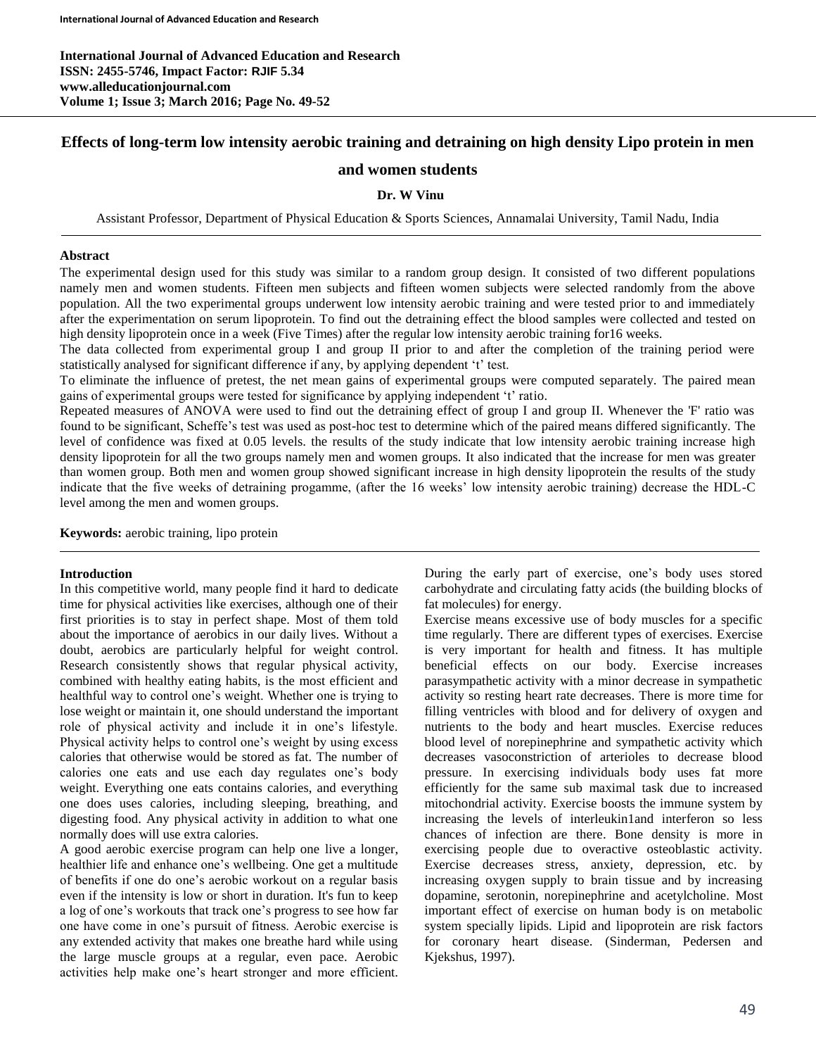# Effects of long-term low intensity aerobic training and detraining on high density Lipo protein in men and women students

**Dr. W Vinu**

Assistant Professor, Department of Physical Education & Sports Sciences, Annamalai University, Tamil Nadu, India

## Abstract

The experimental design used for this study was similar to a random group design. It consisted of two different populations namely men and women students. Fifteen men subjects and fifteen women subjects were selected randomly from the above population. All the two experimental groups underwent low intensity aerobic training and were tested prior to and immediately after the experimentation on serum lipoprotein. To find out the detraining effect the blood samples were collected and tested on high density lipoprotein once in a week (Five Times) after the regular low intensity aerobic training for16 weeks.

The data collected from experimental group I and group II prior to and after the completion of the training period were statistically analysed for significant difference if any, by applying dependent 't' test.

To eliminate the influence of pretest, the net mean gains of experimental groups were computed separately. The paired mean gains of experimental groups were tested for significance by applying independent 't' ratio.

Repeated measures of ANOVA were used to find out the detraining effect of group I and group II. Whenever the 'F' ratio was found to be significant, Scheffe's test was used as post-hoc test to determine which of the paired means differed significantly. The level of confidence was fixed at 0.05 levels. the results of the study indicate that low intensity aerobic training increase high density lipoprotein for all the two groups namely men and women groups. It also indicated that the increase for men was greater than women group. Both men and women group showed significant increase in high density lipoprotein the results of the study indicate that the five weeks of detraining progamme, (after the 16 weeks' low intensity aerobic training) decrease the HDL-C level among the men and women groups.

**Keywords:** aerobic training, lipo protein

## Introduction

In this competitive world, many people find it hard to dedicate time for physical activities like exercises, although one of their first priorities is to stay in perfect shape. Most of them told about the importance of aerobics in our daily lives. Without a doubt, aerobics are particularly helpful for weight control. Research consistently shows that regular physical activity, combined with healthy eating habits, is the most efficient and healthful way to control one's weight. Whether one is trying to lose weight or maintain it, one should understand the important role of physical activity and include it in one's lifestyle. Physical activity helps to control one's weight by using excess calories that otherwise would be stored as fat. The number of calories one eats and use each day regulates one's body weight. Everything one eats contains calories, and everything one does uses calories, including sleeping, breathing, and digesting food. Any physical activity in addition to what one normally does will use extra calories.

A good aerobic exercise program can help one live a longer, healthier life and enhance one's wellbeing. One get a multitude of benefits if one do one's aerobic workout on a regular basis even if the intensity is low or short in duration. It's fun to keep a log of one's workouts that track one's progress to see how far one have come in one's pursuit of fitness. Aerobic exercise is any extended activity that makes one breathe hard while using the large muscle groups at a regular, even pace. Aerobic activities help make one's heart stronger and more efficient. During the early part of exercise, one's body uses stored carbohydrate and circulating fatty acids (the building blocks of fat molecules) for energy.

Exercise means excessive use of body muscles for a specific time regularly. There are different types of exercises. Exercise is very important for health and fitness. It has multiple beneficial effects on our body. Exercise increases parasympathetic activity with a minor decrease in sympathetic activity so resting heart rate decreases. There is more time for filling ventricles with blood and for delivery of oxygen and nutrients to the body and heart muscles. Exercise reduces blood level of norepinephrine and sympathetic activity which decreases vasoconstriction of arterioles to decrease blood pressure. In exercising individuals body uses fat more efficiently for the same sub maximal task due to increased mitochondrial activity. Exercise boosts the immune system by increasing the levels of interleukin1and interferon so less chances of infection are there. Bone density is more in exercising people due to overactive osteoblastic activity. Exercise decreases stress, anxiety, depression, etc. by increasing oxygen supply to brain tissue and by increasing dopamine, serotonin, norepinephrine and acetylcholine. Most important effect of exercise on human body is on metabolic system specially lipids. Lipid and lipoprotein are risk factors for coronary heart disease. (Sinderman, Pedersen and Kjekshus, 1997).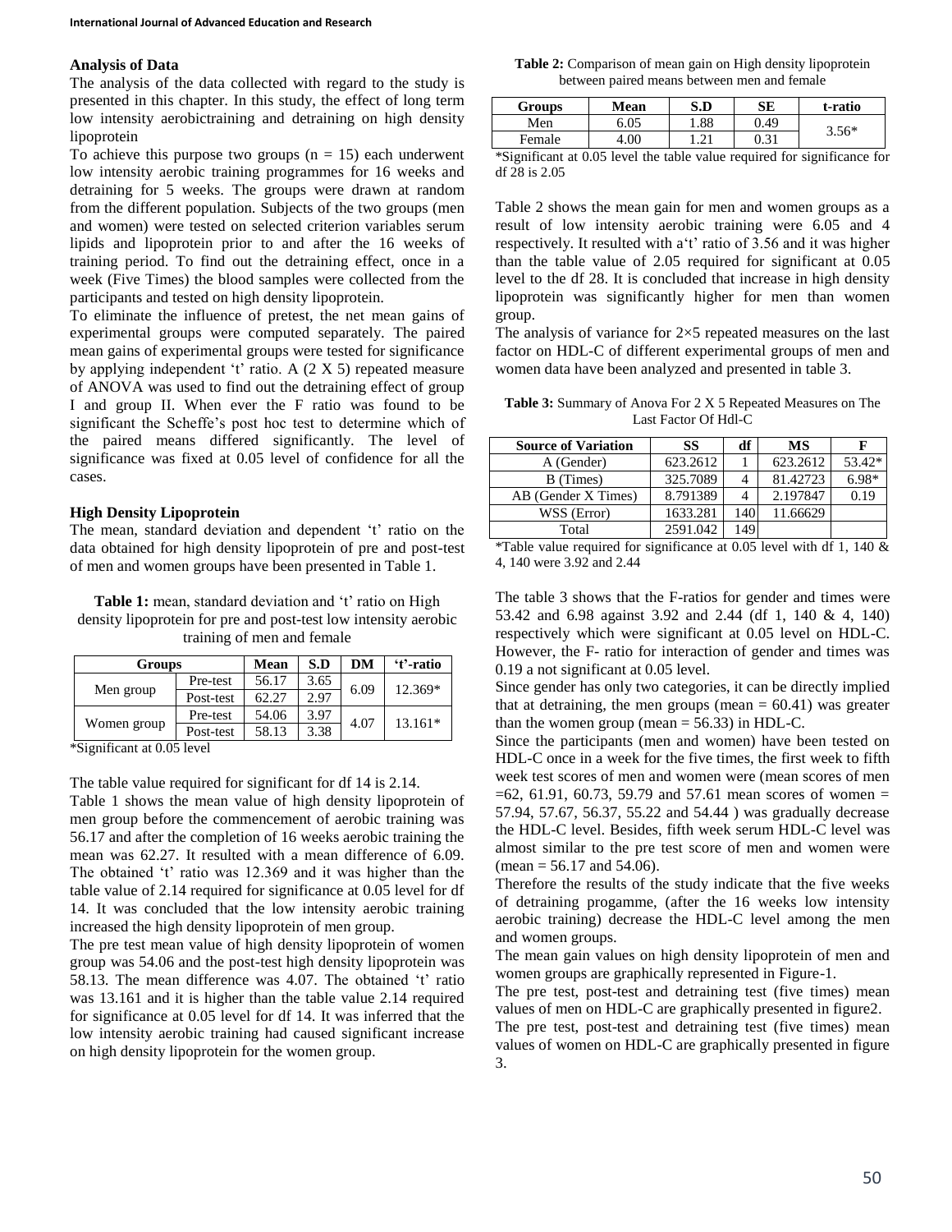### Analysis of Data

The analysis of the data collected with regard to the study is presented in this chapter. In this study, the effect of long term low intensity aerobictraining and detraining on high density lipoprotein

To achieve this purpose two groups (n = 15) each underwent low intensity aerobic training programmes for 16 weeks and detraining for 5 weeks. The groups were drawn at random from the different population. Subjects of the two groups (men and women) were tested on selected criterion variables serum lipids and lipoprotein prior to and after the 16 weeks of training period. To find out the detraining effect, once in a week (Five Times) the blood samples were collected from the participants and tested on high density lipoprotein.

To eliminate the influence of pretest, the net mean gains of experimental groups were computed separately. The paired mean gains of experimental groups were tested for significance by applying independent 't' ratio. A (2 X 5) repeated measure of ANOVA was used to find out the detraining effect of group I and group II. When ever the F ratio was found to be significant the Scheffe's post hoc test to determine which of the paired means differed significantly. The level of significance was fixed at 0.05 level of confidence for all the cases.

### High Density Lipoprotein

The mean, standard deviation and dependent 't' ratio on the data obtained for high density lipoprotein of pre and post-test of men and women groups have been presented in Table 1.

**Table 1:** mean, standard deviation and 't' ratio on High density lipoprotein for pre and post-test low intensity aerobic training of men and female

| Groups | | Mean | S.D | DM | 't'-ratio |
|---|---|---|---|---|---|
| Men group | Pre-test | 56.17 | 3.65 | 6.09 | 12.369* |
| | Post-test | 62.27 | 2.97 | | |
| Women group | Pre-test | 54.06 | 3.97 | 4.07 | 13.161* |
| | Post-test | 58.13 | 3.38 | | |

*Significant at 0.05 level

The table value required for significant for df 14 is 2.14.

Table 1 shows the mean value of high density lipoprotein of men group before the commencement of aerobic training was 56.17 and after the completion of 16 weeks aerobic training the mean was 62.27. It resulted with a mean difference of 6.09. The obtained 't' ratio was 12.369 and it was higher than the table value of 2.14 required for significance at 0.05 level for df 14. It was concluded that the low intensity aerobic training increased the high density lipoprotein of men group.

The pre test mean value of high density lipoprotein of women group was 54.06 and the post-test high density lipoprotein was 58.13. The mean difference was 4.07. The obtained 't' ratio was 13.161 and it is higher than the table value 2.14 required for significance at 0.05 level for df 14. It was inferred that the low intensity aerobic training had caused significant increase on high density lipoprotein for the women group.

**Table 2:** Comparison of mean gain on High density lipoprotein between paired means between men and female

| Groups | Mean | S.D | SE | t-ratio |
|---|---|---|---|---|
| Men | 6.05 | 1.88 | 0.49 | 3.56* |
| Female | 4.00 | 1.21 | 0.31 | |

*Significant at 0.05 level the table value required for significance for df 28 is 2.05

Table 2 shows the mean gain for men and women groups as a result of low intensity aerobic training were 6.05 and 4 respectively. It resulted with a't' ratio of 3.56 and it was higher than the table value of 2.05 required for significant at 0.05 level to the df 28. It is concluded that increase in high density lipoprotein was significantly higher for men than women group.

The analysis of variance for 2×5 repeated measures on the last factor on HDL-C of different experimental groups of men and women data have been analyzed and presented in table 3.

**Table 3:** Summary of Anova For 2 X 5 Repeated Measures on The Last Factor Of Hdl-C

| Source of Variation | SS | df | MS | F |
|---|---|---|---|---|
| A (Gender) | 623.2612 | 1 | 623.2612 | 53.42* |
| B (Times) | 325.7089 | 4 | 81.42723 | 6.98* |
| AB (Gender X Times) | 8.791389 | 4 | 2.197847 | 0.19 |
| WSS (Error) | 1633.281 | 140 | 11.66629 | |
| Total | 2591.042 | 149 | | |

*Table value required for significance at 0.05 level with df 1, 140 & 4, 140 were 3.92 and 2.44

The table 3 shows that the F-ratios for gender and times were 53.42 and 6.98 against 3.92 and 2.44 (df 1, 140 & 4, 140) respectively which were significant at 0.05 level on HDL-C. However, the F- ratio for interaction of gender and times was 0.19 a not significant at 0.05 level.

Since gender has only two categories, it can be directly implied that at detraining, the men groups (mean = 60.41) was greater than the women group (mean = 56.33) in HDL-C.

Since the participants (men and women) have been tested on HDL-C once in a week for the five times, the first week to fifth week test scores of men and women were (mean scores of men =62, 61.91, 60.73, 59.79 and 57.61 mean scores of women = 57.94, 57.67, 56.37, 55.22 and 54.44 ) was gradually decrease the HDL-C level. Besides, fifth week serum HDL-C level was almost similar to the pre test score of men and women were (mean = 56.17 and 54.06).

Therefore the results of the study indicate that the five weeks of detraining progamme, (after the 16 weeks low intensity aerobic training) decrease the HDL-C level among the men and women groups.

The mean gain values on high density lipoprotein of men and women groups are graphically represented in Figure-1.

The pre test, post-test and detraining test (five times) mean values of men on HDL-C are graphically presented in figure2.

The pre test, post-test and detraining test (five times) mean values of women on HDL-C are graphically presented in figure 3.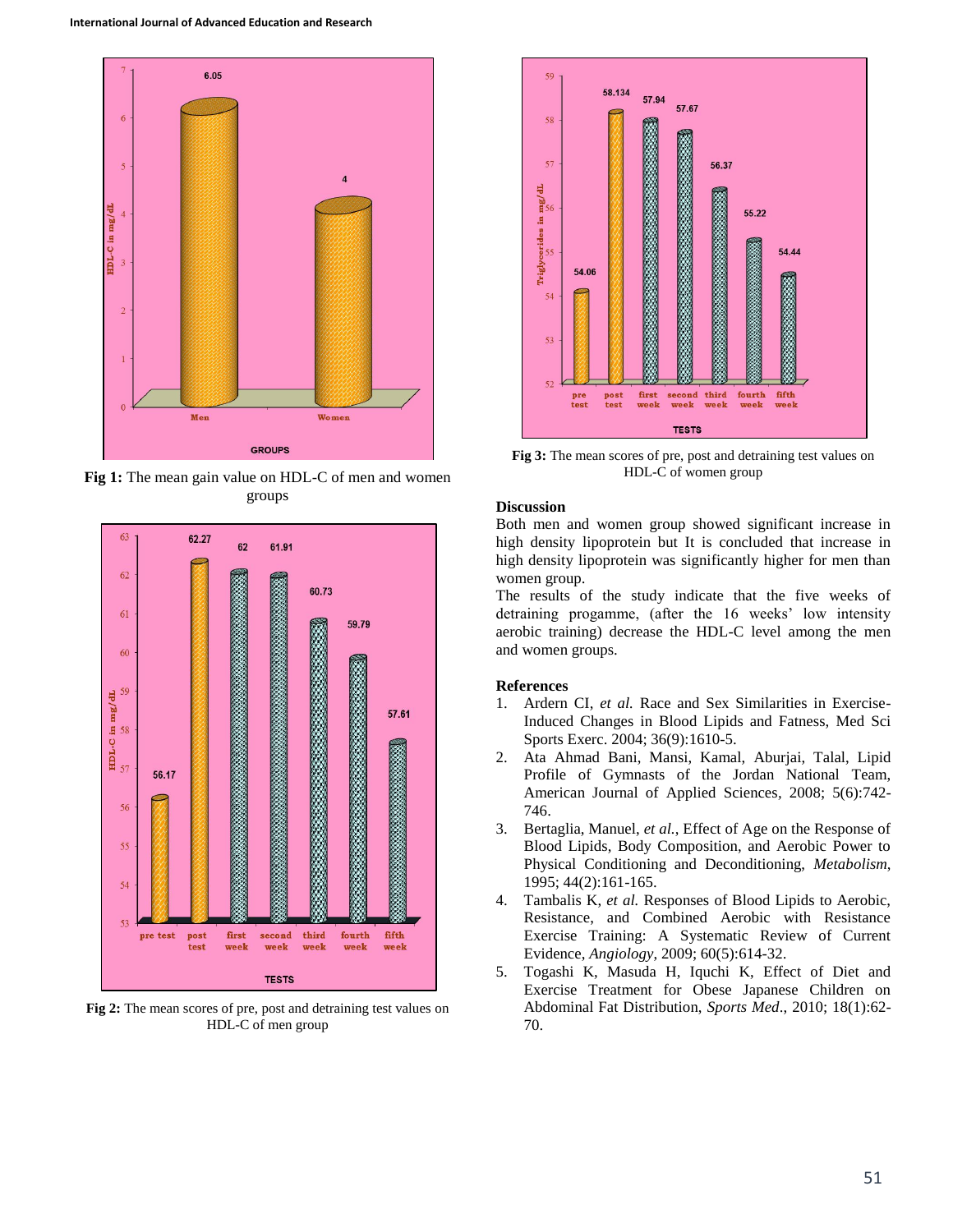Fig 1: The mean gain value on HDL-C of men and women groups

Fig 2: The mean scores of pre, post and detraining test values on HDL-C of men group

Fig 3: The mean scores of pre, post and detraining test values on HDL-C of women group

## Discussion

Both men and women group showed significant increase in high density lipoprotein but It is concluded that increase in high density lipoprotein was significantly higher for men than women group.

The results of the study indicate that the five weeks of detraining progamme, (after the 16 weeks' low intensity aerobic training) decrease the HDL-C level among the men and women groups.

## References

1. Ardern CI, *et al.* Race and Sex Similarities in Exercise-Induced Changes in Blood Lipids and Fatness, Med Sci Sports Exerc. 2004; 36(9):1610-5.
2. Ata Ahmad Bani, Mansi, Kamal, Aburjai, Talal, Lipid Profile of Gymnasts of the Jordan National Team, American Journal of Applied Sciences, 2008; 5(6):742-746.
3. Bertaglia, Manuel, *et al.*, Effect of Age on the Response of Blood Lipids, Body Composition, and Aerobic Power to Physical Conditioning and Deconditioning, *Metabolism*, 1995; 44(2):161-165.
4. Tambalis K, *et al.* Responses of Blood Lipids to Aerobic, Resistance, and Combined Aerobic with Resistance Exercise Training: A Systematic Review of Current Evidence, *Angiology*, 2009; 60(5):614-32.
5. Togashi K, Masuda H, Iquchi K, Effect of Diet and Exercise Treatment for Obese Japanese Children on Abdominal Fat Distribution, *Sports Med*., 2010; 18(1):62-70.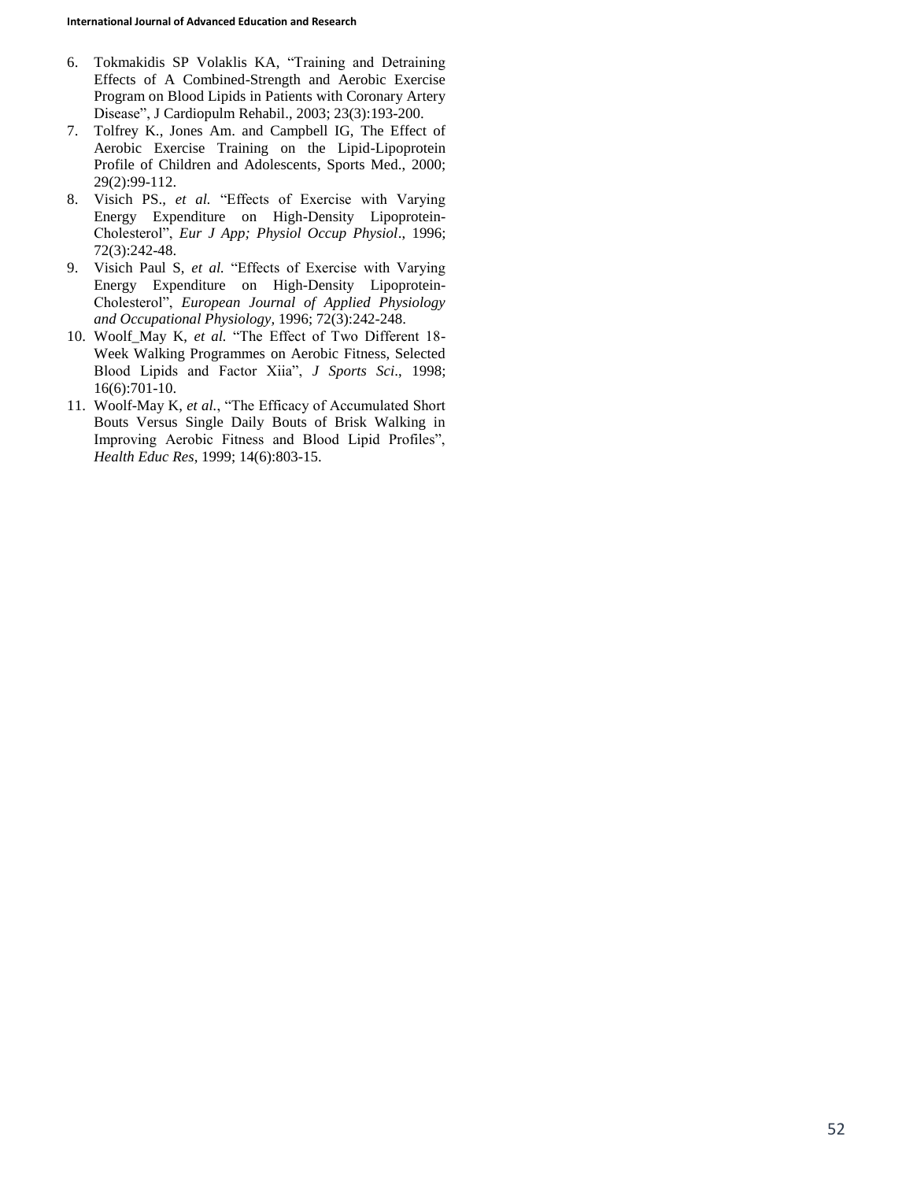6. Tokmakidis SP Volaklis KA, "Training and Detraining Effects of A Combined-Strength and Aerobic Exercise Program on Blood Lipids in Patients with Coronary Artery Disease", J Cardiopulm Rehabil., 2003; 23(3):193-200.
7. Tolfrey K., Jones Am. and Campbell IG, The Effect of Aerobic Exercise Training on the Lipid-Lipoprotein Profile of Children and Adolescents, Sports Med., 2000; 29(2):99-112.
8. Visich PS., *et al.* "Effects of Exercise with Varying Energy Expenditure on High-Density Lipoprotein-Cholesterol", *Eur J App; Physiol Occup Physiol*., 1996; 72(3):242-48.
9. Visich Paul S, *et al.* "Effects of Exercise with Varying Energy Expenditure on High-Density Lipoprotein-Cholesterol", *European Journal of Applied Physiology and Occupational Physiology,* 1996; 72(3):242-248.
10. Woolf_May K, *et al.* "The Effect of Two Different 18-Week Walking Programmes on Aerobic Fitness, Selected Blood Lipids and Factor Xiia", *J Sports Sci*., 1998; 16(6):701-10.
11. Woolf-May K, *et al.*, "The Efficacy of Accumulated Short Bouts Versus Single Daily Bouts of Brisk Walking in Improving Aerobic Fitness and Blood Lipid Profiles", *Health Educ Res*, 1999; 14(6):803-15.